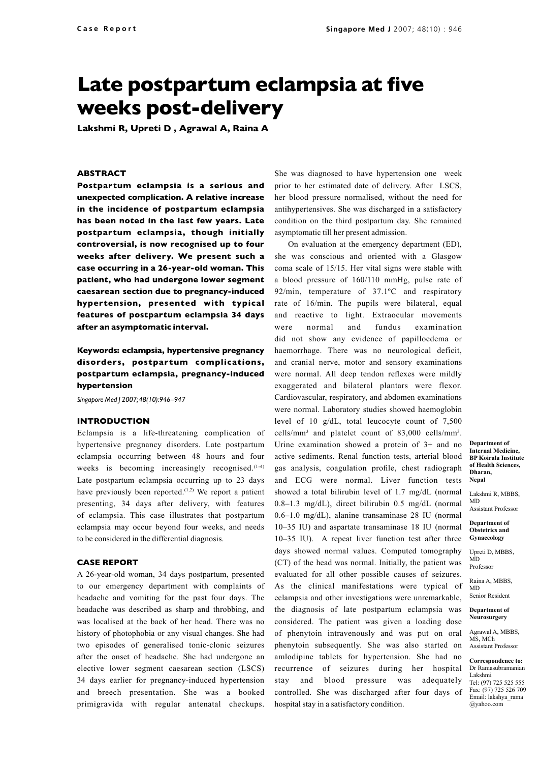Case Report

# Late postpartum eclampsia at five weeks post-delivery

**Lakshmi R, Upreti D , Agrawal A, Raina A**

### ABSTRACT

**Postpartum eclampsia is a serious and unexpected complication. A relative increase in the incidence of postpartum eclampsia has been noted in the last few years. Late postpartum eclampsia, though initially controversial, is now recognised up to four weeks after delivery. We present such a case occurring in a 26-year-old woman. This patient, who had undergone lower segment caesarean section due to pregnancy-induced hypertension, presented with typical features of postpartum eclampsia 34 days after an asymptomatic interval.**

**Keywords: eclampsia, hypertensive pregnancy disorders, postpartum complications, postpartum eclampsia, pregnancy-induced hypertension**

*Singapore Med J 2007; 48(10):946–947*

### INTRODUCTION

Eclampsia is a life-threatening complication of hypertensive pregnancy disorders. Late postpartum eclampsia occurring between 48 hours and four weeks is becoming increasingly recognised.[1-4] Late postpartum eclampsia occurring up to 23 days have previously been reported.[1,2] We report a patient presenting, 34 days after delivery, with features of eclampsia. This case illustrates that postpartum eclampsia may occur beyond four weeks, and needs to be considered in the differential diagnosis.

### CASE REPORT

A 26-year-old woman, 34 days postpartum, presented to our emergency department with complaints of headache and vomiting for the past four days. The headache was described as sharp and throbbing, and was localised at the back of her head. There was no history of photophobia or any visual changes. She had two episodes of generalised tonic-clonic seizures after the onset of headache. She had undergone an elective lower segment caesarean section (LSCS) 34 days earlier for pregnancy-induced hypertension and breech presentation. She was a booked primigravida with regular antenatal checkups. She was diagnosed to have hypertension one week prior to her estimated date of delivery. After LSCS, her blood pressure normalised, without the need for antihypertensives. She was discharged in a satisfactory condition on the third postpartum day. She remained asymptomatic till her present admission.

On evaluation at the emergency department (ED), she was conscious and oriented with a Glasgow coma scale of 15/15. Her vital signs were stable with a blood pressure of 160/110 mmHg, pulse rate of 92/min, temperature of 37.1ºC and respiratory rate of 16/min. The pupils were bilateral, equal and reactive to light. Extraocular movements were normal and fundus examination did not show any evidence of papilloedema or haemorrhage. There was no neurological deficit, and cranial nerve, motor and sensory examinations were normal. All deep tendon reflexes were mildly exaggerated and bilateral plantars were flexor. Cardiovascular, respiratory, and abdomen examinations were normal. Laboratory studies showed haemoglobin level of 10 g/dL, total leucocyte count of 7,500 cells/mm$^3$ and platelet count of 83,000 cells/mm$^3$. Urine examination showed a protein of 3+ and no active sediments. Renal function tests, arterial blood gas analysis, coagulation profile, chest radiograph and ECG were normal. Liver function tests showed a total bilirubin level of 1.7 mg/dL (normal 0.8–1.3 mg/dL), direct bilirubin 0.5 mg/dL (normal 0.6–1.0 mg/dL), alanine transaminase 28 IU (normal 10–35 IU) and aspartate transaminase 18 IU (normal 10–35 IU). A repeat liver function test after three days showed normal values. Computed tomography (CT) of the head was normal. Initially, the patient was evaluated for all other possible causes of seizures. As the clinical manifestations were typical of eclampsia and other investigations were unremarkable, the diagnosis of late postpartum eclampsia was considered. The patient was given a loading dose of phenytoin intravenously and was put on oral phenytoin subsequently. She was also started on amlodipine tablets for hypertension. She had no recurrence of seizures during her hospital stay and blood pressure was adequately controlled. She was discharged after four days of hospital stay in a satisfactory condition.

**Department of Internal Medicine, BP Koirala Institute of Health Sciences, Dharan, Nepal**

Lakshmi R, MBBS, MD
Assistant Professor

**Department of Obstetrics and Gynaecology**

Upreti D, MBBS, MD
Professor

Raina A, MBBS, MD
Senior Resident

**Department of Neurosurgery**

Agrawal A, MBBS, MS, MCh
Assistant Professor

**Correspondence to:**
Dr Ramasubramanian Lakshmi
Tel: (97) 725 525 555
Fax: (97) 725 526 709
Email: lakshya_rama@yahoo.com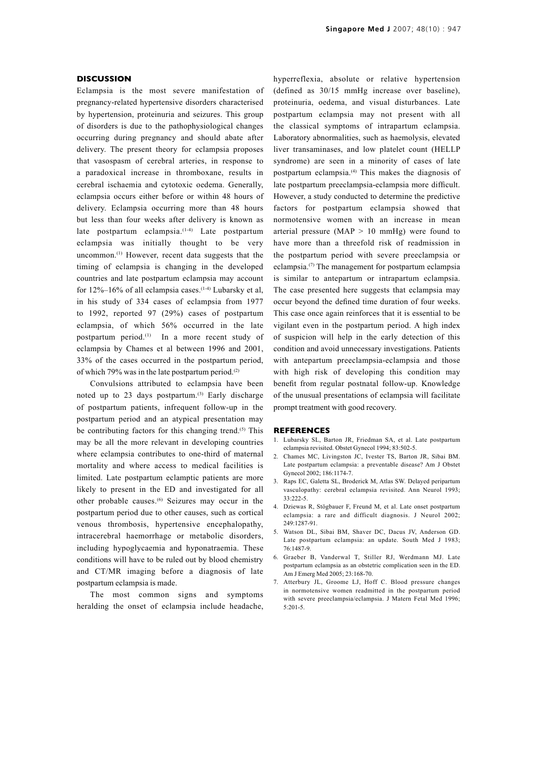## DISCUSSION

Eclampsia is the most severe manifestation of pregnancy-related hypertensive disorders characterised by hypertension, proteinuria and seizures. This group of disorders is due to the pathophysiological changes occurring during pregnancy and should abate after delivery. The present theory for eclampsia proposes that vasospasm of cerebral arteries, in response to a paradoxical increase in thromboxane, results in cerebral ischaemia and cytotoxic oedema. Generally, eclampsia occurs either before or within 48 hours of delivery. Eclampsia occurring more than 48 hours but less than four weeks after delivery is known as late postpartum eclampsia.[1-4] Late postpartum eclampsia was initially thought to be very uncommon.[1] However, recent data suggests that the timing of eclampsia is changing in the developed countries and late postpartum eclampsia may account for 12%–16% of all eclampsia cases.[1-4] Lubarsky et al, in his study of 334 cases of eclampsia from 1977 to 1992, reported 97 (29%) cases of postpartum eclampsia, of which 56% occurred in the late postpartum period.[1] In a more recent study of eclampsia by Chames et al between 1996 and 2001, 33% of the cases occurred in the postpartum period, of which 79% was in the late postpartum period.[2]

Convulsions attributed to eclampsia have been noted up to 23 days postpartum.[3] Early discharge of postpartum patients, infrequent follow-up in the postpartum period and an atypical presentation may be contributing factors for this changing trend.[5] This may be all the more relevant in developing countries where eclampsia contributes to one-third of maternal mortality and where access to medical facilities is limited. Late postpartum eclamptic patients are more likely to present in the ED and investigated for all other probable causes.[6] Seizures may occur in the postpartum period due to other causes, such as cortical venous thrombosis, hypertensive encephalopathy, intracerebral haemorrhage or metabolic disorders, including hypoglycaemia and hyponatraemia. These conditions will have to be ruled out by blood chemistry and CT/MR imaging before a diagnosis of late postpartum eclampsia is made.

The most common signs and symptoms heralding the onset of eclampsia include headache, hyperreflexia, absolute or relative hypertension (defined as 30/15 mmHg increase over baseline), proteinuria, oedema, and visual disturbances. Late postpartum eclampsia may not present with all the classical symptoms of intrapartum eclampsia. Laboratory abnormalities, such as haemolysis, elevated liver transaminases, and low platelet count (HELLP syndrome) are seen in a minority of cases of late postpartum eclampsia.[4] This makes the diagnosis of late postpartum preeclampsia-eclampsia more difficult. However, a study conducted to determine the predictive factors for postpartum eclampsia showed that normotensive women with an increase in mean arterial pressure (MAP > 10 mmHg) were found to have more than a threefold risk of readmission in the postpartum period with severe preeclampsia or eclampsia.[7] The management for postpartum eclampsia is similar to antepartum or intrapartum eclampsia. The case presented here suggests that eclampsia may occur beyond the defined time duration of four weeks. This case once again reinforces that it is essential to be vigilant even in the postpartum period. A high index of suspicion will help in the early detection of this condition and avoid unnecessary investigations. Patients with antepartum preeclampsia-eclampsia and those with high risk of developing this condition may benefit from regular postnatal follow-up. Knowledge of the unusual presentations of eclampsia will facilitate prompt treatment with good recovery.

## REFERENCES

1. Lubarsky SL, Barton JR, Friedman SA, et al. Late postpartum eclampsia revisited. Obstet Gynecol 1994; 83:502-5.
2. Chames MC, Livingston JC, Ivester TS, Barton JR, Sibai BM. Late postpartum eclampsia: a preventable disease? Am J Obstet Gynecol 2002; 186:1174-7.
3. Raps EC, Galetta SL, Broderick M, Atlas SW. Delayed peripartum vasculopathy: cerebral eclampsia revisited. Ann Neurol 1993; 33:222-5.
4. Dziewas R, Stögbauer F, Freund M, et al. Late onset postpartum eclampsia: a rare and difficult diagnosis. J Neurol 2002; 249:1287-91.
5. Watson DL, Sibai BM, Shaver DC, Dacus JV, Anderson GD. Late postpartum eclampsia: an update. South Med J 1983; 76:1487-9.
6. Graeber B, Vanderwal T, Stiller RJ, Werdmann MJ. Late postpartum eclampsia as an obstetric complication seen in the ED. Am J Emerg Med 2005; 23:168-70.
7. Atterbury JL, Groome LJ, Hoff C. Blood pressure changes in normotensive women readmitted in the postpartum period with severe preeclampsia/eclampsia. J Matern Fetal Med 1996; 5:201-5.